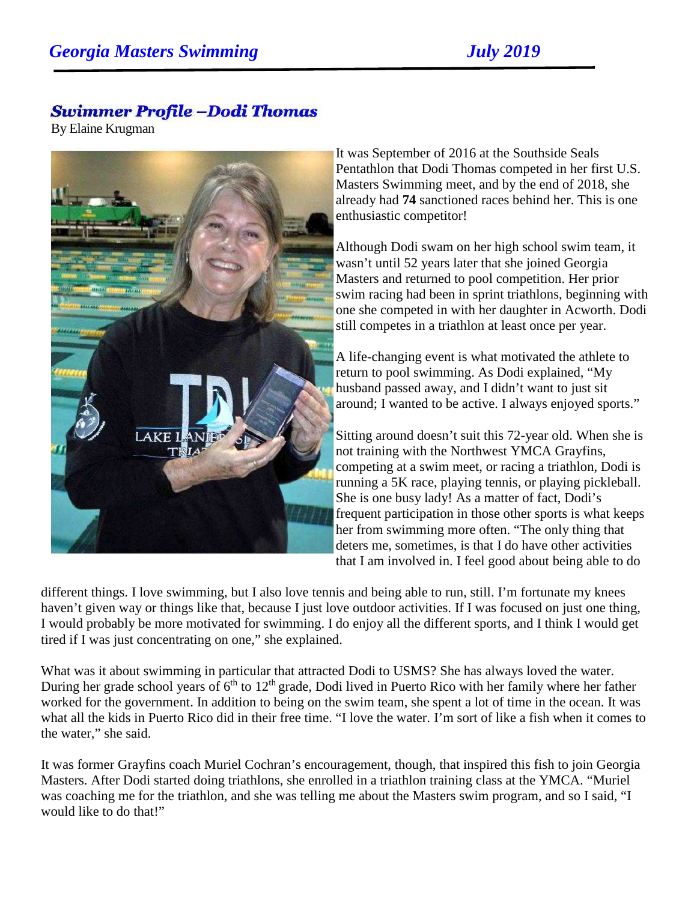## Swimmer Profile –Dodi Thomas

By Elaine Krugman

It was September of 2016 at the Southside Seals Pentathlon that Dodi Thomas competed in her first U.S. Masters Swimming meet, and by the end of 2018, she already had **74** sanctioned races behind her. This is one enthusiastic competitor!

Although Dodi swam on her high school swim team, it wasn't until 52 years later that she joined Georgia Masters and returned to pool competition. Her prior swim racing had been in sprint triathlons, beginning with one she competed in with her daughter in Acworth. Dodi still competes in a triathlon at least once per year.

A life-changing event is what motivated the athlete to return to pool swimming. As Dodi explained, "My husband passed away, and I didn't want to just sit around; I wanted to be active. I always enjoyed sports."

Sitting around doesn't suit this 72-year old. When she is not training with the Northwest YMCA Grayfins, competing at a swim meet, or racing a triathlon, Dodi is running a 5K race, playing tennis, or playing pickleball. She is one busy lady! As a matter of fact, Dodi's frequent participation in those other sports is what keeps her from swimming more often. "The only thing that deters me, sometimes, is that I do have other activities that I am involved in. I feel good about being able to do different things. I love swimming, but I also love tennis and being able to run, still. I'm fortunate my knees haven't given way or things like that, because I just love outdoor activities. If I was focused on just one thing, I would probably be more motivated for swimming. I do enjoy all the different sports, and I think I would get tired if I was just concentrating on one," she explained.

What was it about swimming in particular that attracted Dodi to USMS? She has always loved the water. During her grade school years of 6th to 12th grade, Dodi lived in Puerto Rico with her family where her father worked for the government. In addition to being on the swim team, she spent a lot of time in the ocean. It was what all the kids in Puerto Rico did in their free time. "I love the water. I'm sort of like a fish when it comes to the water," she said.

It was former Grayfins coach Muriel Cochran's encouragement, though, that inspired this fish to join Georgia Masters. After Dodi started doing triathlons, she enrolled in a triathlon training class at the YMCA. "Muriel was coaching me for the triathlon, and she was telling me about the Masters swim program, and so I said, "I would like to do that!"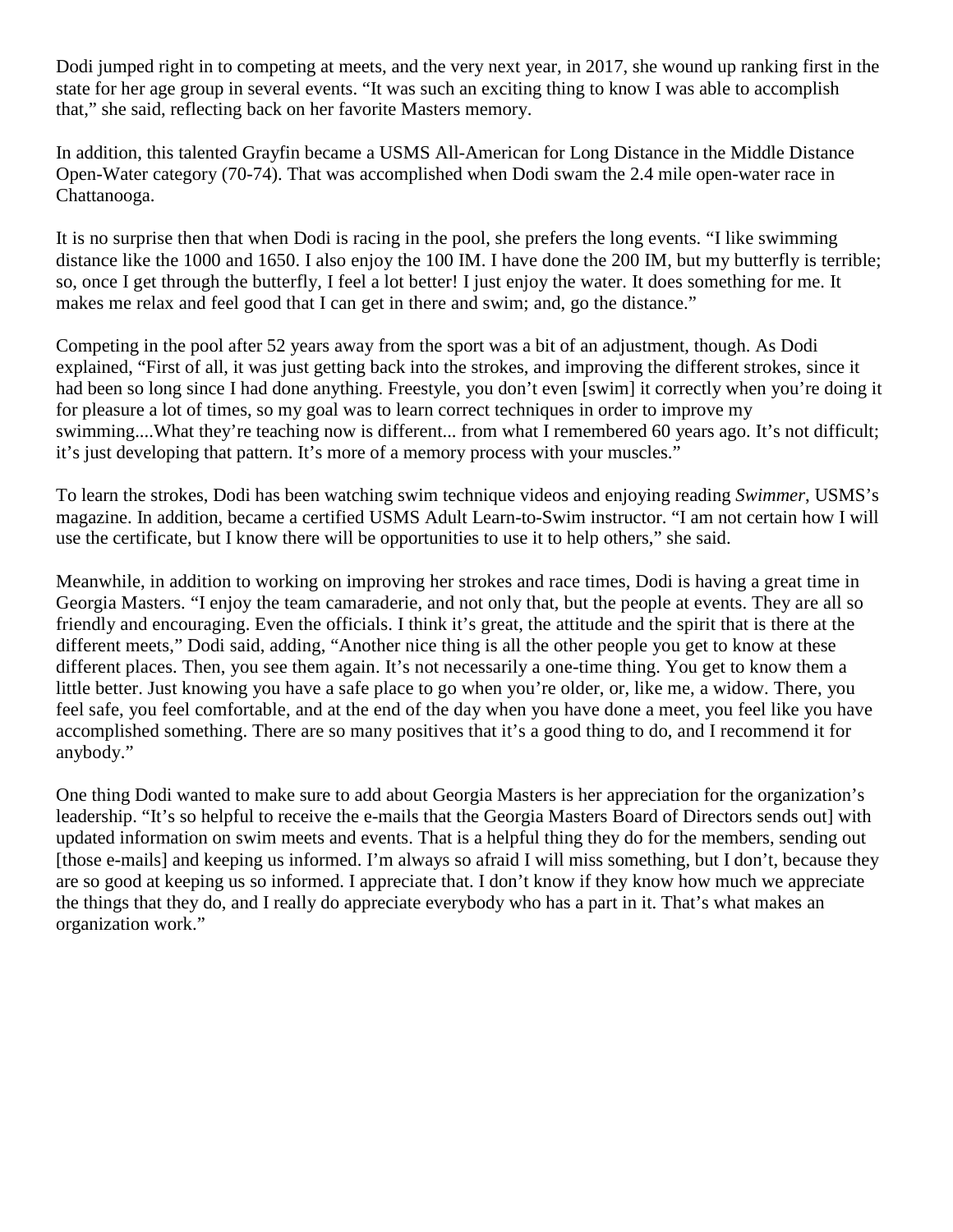Dodi jumped right in to competing at meets, and the very next year, in 2017, she wound up ranking first in the state for her age group in several events. "It was such an exciting thing to know I was able to accomplish that," she said, reflecting back on her favorite Masters memory.

In addition, this talented Grayfin became a USMS All-American for Long Distance in the Middle Distance Open-Water category (70-74). That was accomplished when Dodi swam the 2.4 mile open-water race in Chattanooga.

It is no surprise then that when Dodi is racing in the pool, she prefers the long events. "I like swimming distance like the 1000 and 1650. I also enjoy the 100 IM. I have done the 200 IM, but my butterfly is terrible; so, once I get through the butterfly, I feel a lot better! I just enjoy the water. It does something for me. It makes me relax and feel good that I can get in there and swim; and, go the distance."

Competing in the pool after 52 years away from the sport was a bit of an adjustment, though. As Dodi explained, "First of all, it was just getting back into the strokes, and improving the different strokes, since it had been so long since I had done anything. Freestyle, you don't even [swim] it correctly when you're doing it for pleasure a lot of times, so my goal was to learn correct techniques in order to improve my swimming....What they're teaching now is different... from what I remembered 60 years ago. It's not difficult; it's just developing that pattern. It's more of a memory process with your muscles."

To learn the strokes, Dodi has been watching swim technique videos and enjoying reading *Swimmer*, USMS's magazine. In addition, became a certified USMS Adult Learn-to-Swim instructor. "I am not certain how I will use the certificate, but I know there will be opportunities to use it to help others," she said.

Meanwhile, in addition to working on improving her strokes and race times, Dodi is having a great time in Georgia Masters. "I enjoy the team camaraderie, and not only that, but the people at events. They are all so friendly and encouraging. Even the officials. I think it's great, the attitude and the spirit that is there at the different meets," Dodi said, adding, "Another nice thing is all the other people you get to know at these different places. Then, you see them again. It's not necessarily a one-time thing. You get to know them a little better. Just knowing you have a safe place to go when you're older, or, like me, a widow. There, you feel safe, you feel comfortable, and at the end of the day when you have done a meet, you feel like you have accomplished something. There are so many positives that it's a good thing to do, and I recommend it for anybody."

One thing Dodi wanted to make sure to add about Georgia Masters is her appreciation for the organization's leadership. "It's so helpful to receive the e-mails that the Georgia Masters Board of Directors sends out] with updated information on swim meets and events. That is a helpful thing they do for the members, sending out [those e-mails] and keeping us informed. I'm always so afraid I will miss something, but I don't, because they are so good at keeping us so informed. I appreciate that. I don't know if they know how much we appreciate the things that they do, and I really do appreciate everybody who has a part in it. That's what makes an organization work."